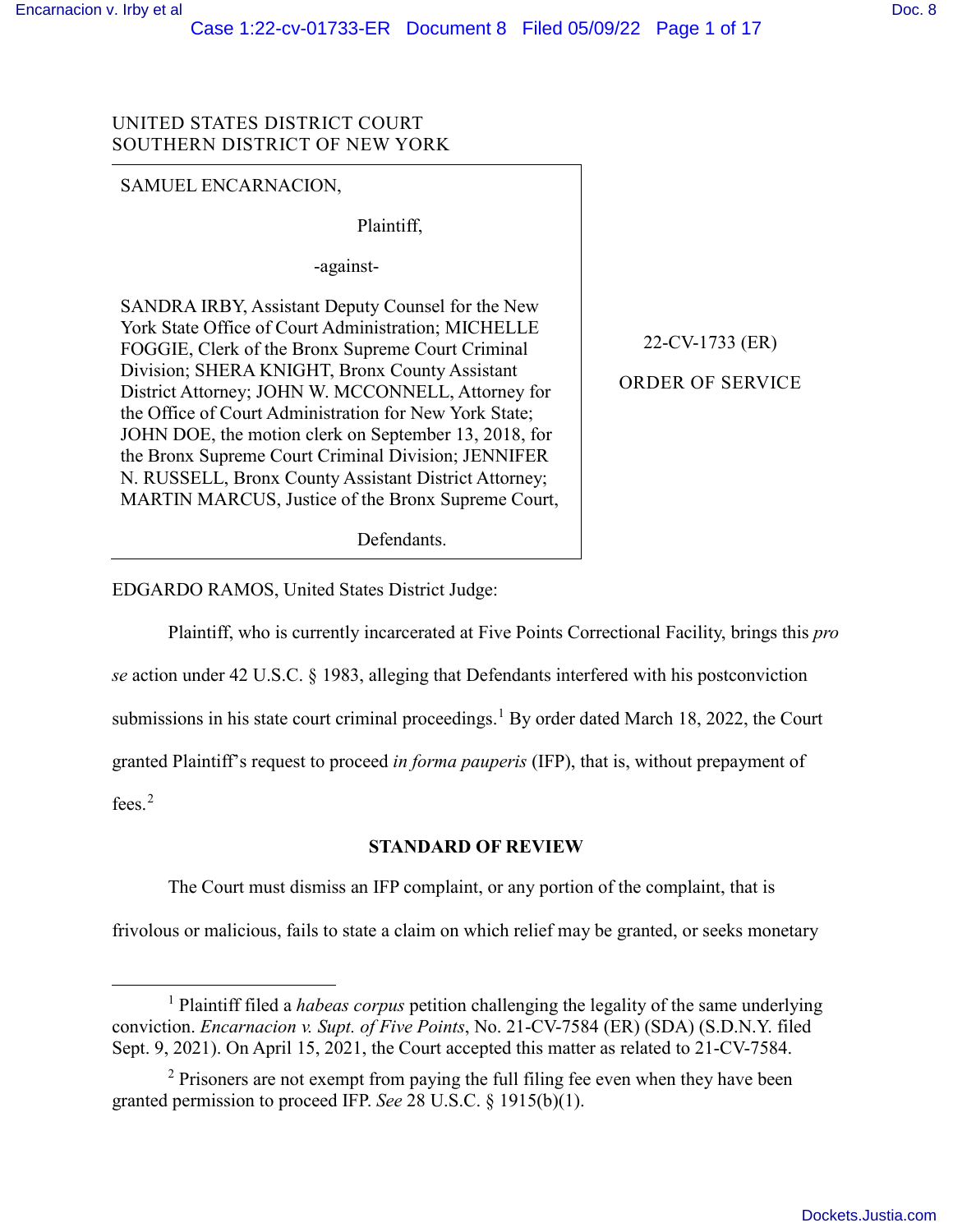UNITED STATES DISTRICT COURT
SOUTHERN DISTRICT OF NEW YORK

SAMUEL ENCARNACION,

Plaintiff,

-against-

SANDRA IRBY, Assistant Deputy Counsel for the New York State Office of Court Administration; MICHELLE FOGGIE, Clerk of the Bronx Supreme Court Criminal Division; SHERA KNIGHT, Bronx County Assistant District Attorney; JOHN W. MCCONNELL, Attorney for the Office of Court Administration for New York State; JOHN DOE, the motion clerk on September 13, 2018, for the Bronx Supreme Court Criminal Division; JENNIFER N. RUSSELL, Bronx County Assistant District Attorney; MARTIN MARCUS, Justice of the Bronx Supreme Court,

Defendants.

22-CV-1733 (ER)

ORDER OF SERVICE

EDGARDO RAMOS, United States District Judge:

Plaintiff, who is currently incarcerated at Five Points Correctional Facility, brings this *pro se* action under 42 U.S.C. § 1983, alleging that Defendants interfered with his postconviction submissions in his state court criminal proceedings.[1] By order dated March 18, 2022, the Court granted Plaintiff's request to proceed *in forma pauperis* (IFP), that is, without prepayment of fees.[2]

**STANDARD OF REVIEW**

The Court must dismiss an IFP complaint, or any portion of the complaint, that is frivolous or malicious, fails to state a claim on which relief may be granted, or seeks monetary

---

[1] Plaintiff filed a *habeas corpus* petition challenging the legality of the same underlying conviction. *Encarnacion v. Supt. of Five Points*, No. 21-CV-7584 (ER) (SDA) (S.D.N.Y. filed Sept. 9, 2021). On April 15, 2021, the Court accepted this matter as related to 21-CV-7584.

[2] Prisoners are not exempt from paying the full filing fee even when they have been granted permission to proceed IFP. *See* 28 U.S.C. § 1915(b)(1).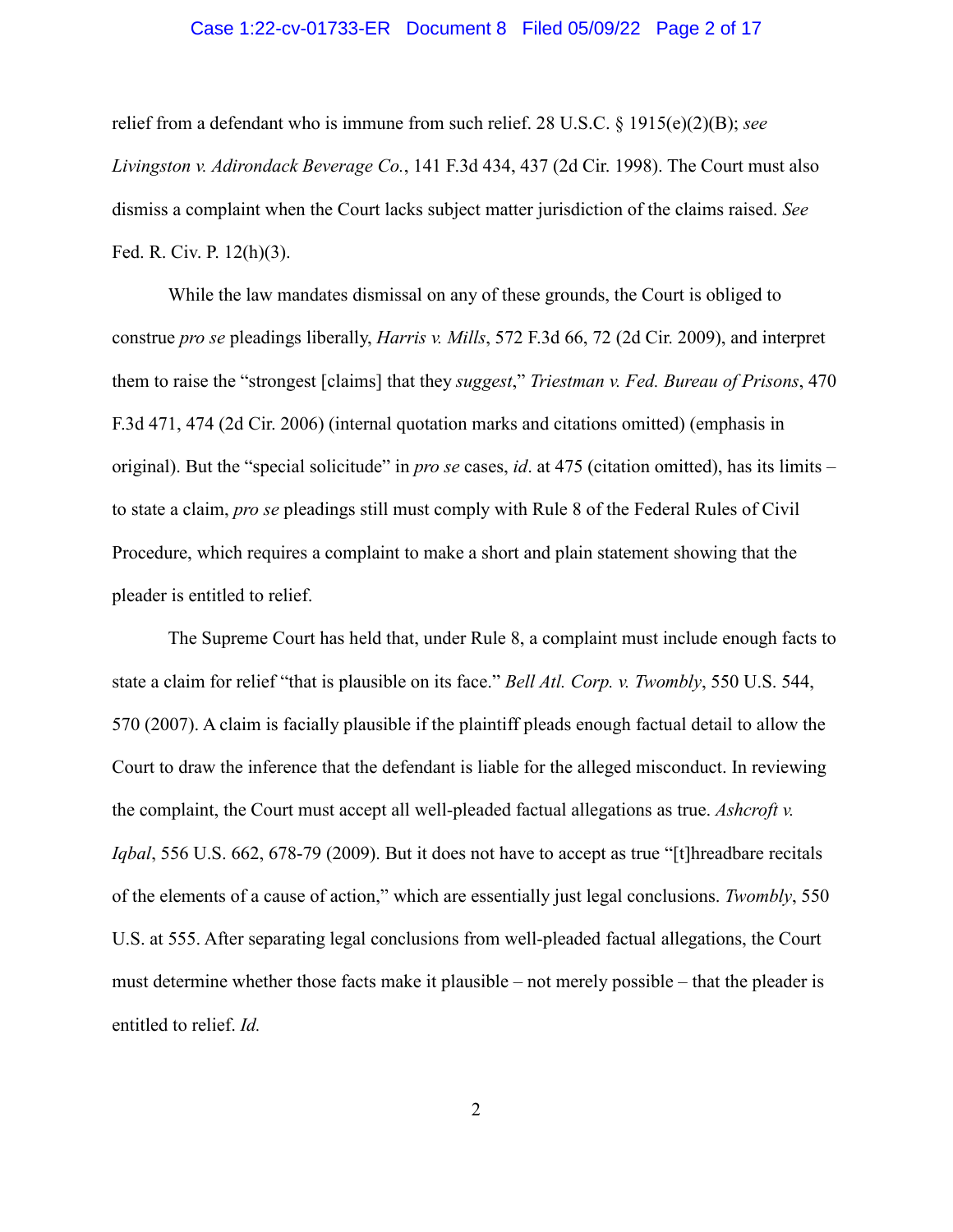relief from a defendant who is immune from such relief. 28 U.S.C. § 1915(e)(2)(B); *see Livingston v. Adirondack Beverage Co.*, 141 F.3d 434, 437 (2d Cir. 1998). The Court must also dismiss a complaint when the Court lacks subject matter jurisdiction of the claims raised. *See* Fed. R. Civ. P. 12(h)(3).

While the law mandates dismissal on any of these grounds, the Court is obliged to construe *pro se* pleadings liberally, *Harris v. Mills*, 572 F.3d 66, 72 (2d Cir. 2009), and interpret them to raise the "strongest [claims] that they *suggest*," *Triestman v. Fed. Bureau of Prisons*, 470 F.3d 471, 474 (2d Cir. 2006) (internal quotation marks and citations omitted) (emphasis in original). But the "special solicitude" in *pro se* cases, *id*. at 475 (citation omitted), has its limits – to state a claim, *pro se* pleadings still must comply with Rule 8 of the Federal Rules of Civil Procedure, which requires a complaint to make a short and plain statement showing that the pleader is entitled to relief.

The Supreme Court has held that, under Rule 8, a complaint must include enough facts to state a claim for relief "that is plausible on its face." *Bell Atl. Corp. v. Twombly*, 550 U.S. 544, 570 (2007). A claim is facially plausible if the plaintiff pleads enough factual detail to allow the Court to draw the inference that the defendant is liable for the alleged misconduct. In reviewing the complaint, the Court must accept all well-pleaded factual allegations as true. *Ashcroft v. Iqbal*, 556 U.S. 662, 678-79 (2009). But it does not have to accept as true "[t]hreadbare recitals of the elements of a cause of action," which are essentially just legal conclusions. *Twombly*, 550 U.S. at 555. After separating legal conclusions from well-pleaded factual allegations, the Court must determine whether those facts make it plausible – not merely possible – that the pleader is entitled to relief. *Id.*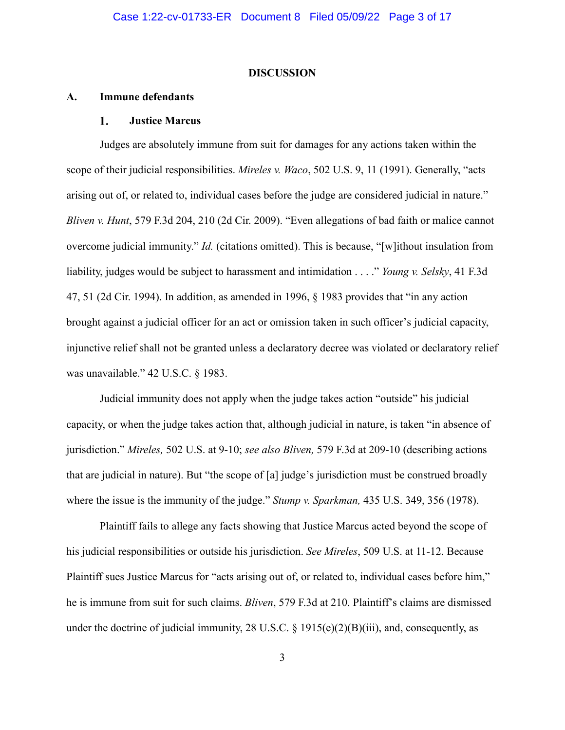## DISCUSSION

### A. Immune defendants

#### 1. Justice Marcus

Judges are absolutely immune from suit for damages for any actions taken within the scope of their judicial responsibilities. *Mireles v. Waco*, 502 U.S. 9, 11 (1991). Generally, "acts arising out of, or related to, individual cases before the judge are considered judicial in nature." *Bliven v. Hunt*, 579 F.3d 204, 210 (2d Cir. 2009). "Even allegations of bad faith or malice cannot overcome judicial immunity." *Id.* (citations omitted). This is because, "[w]ithout insulation from liability, judges would be subject to harassment and intimidation . . . ." *Young v. Selsky*, 41 F.3d 47, 51 (2d Cir. 1994). In addition, as amended in 1996, § 1983 provides that "in any action brought against a judicial officer for an act or omission taken in such officer's judicial capacity, injunctive relief shall not be granted unless a declaratory decree was violated or declaratory relief was unavailable." 42 U.S.C. § 1983.

Judicial immunity does not apply when the judge takes action "outside" his judicial capacity, or when the judge takes action that, although judicial in nature, is taken "in absence of jurisdiction." *Mireles,* 502 U.S. at 9-10; *see also Bliven,* 579 F.3d at 209-10 (describing actions that are judicial in nature). But "the scope of [a] judge's jurisdiction must be construed broadly where the issue is the immunity of the judge." *Stump v. Sparkman,* 435 U.S. 349, 356 (1978).

Plaintiff fails to allege any facts showing that Justice Marcus acted beyond the scope of his judicial responsibilities or outside his jurisdiction. *See Mireles*, 509 U.S. at 11-12. Because Plaintiff sues Justice Marcus for "acts arising out of, or related to, individual cases before him," he is immune from suit for such claims. *Bliven*, 579 F.3d at 210. Plaintiff's claims are dismissed under the doctrine of judicial immunity, 28 U.S.C. § 1915(e)(2)(B)(iii), and, consequently, as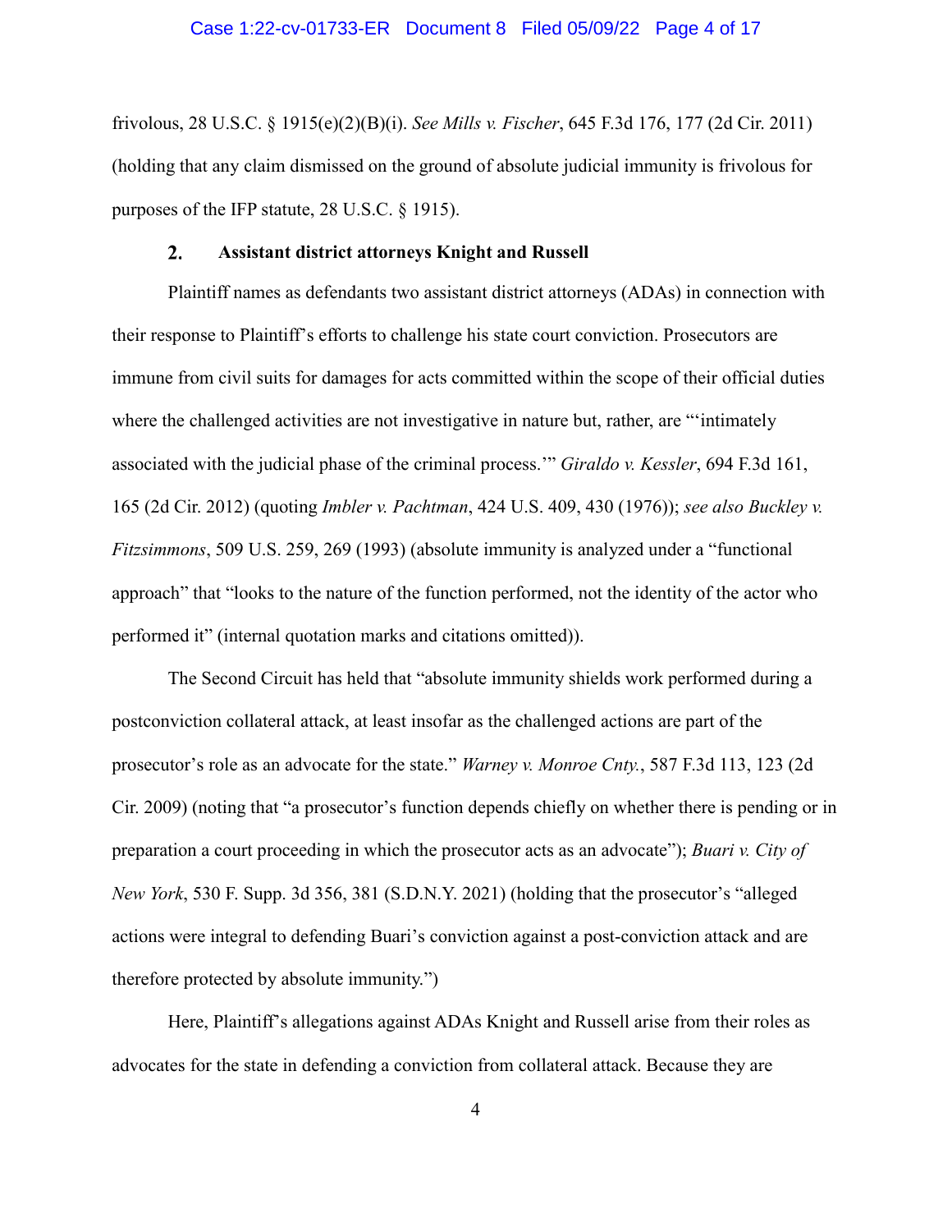frivolous, 28 U.S.C. § 1915(e)(2)(B)(i). *See Mills v. Fischer*, 645 F.3d 176, 177 (2d Cir. 2011) (holding that any claim dismissed on the ground of absolute judicial immunity is frivolous for purposes of the IFP statute, 28 U.S.C. § 1915).

### 2. Assistant district attorneys Knight and Russell

Plaintiff names as defendants two assistant district attorneys (ADAs) in connection with their response to Plaintiff's efforts to challenge his state court conviction. Prosecutors are immune from civil suits for damages for acts committed within the scope of their official duties where the challenged activities are not investigative in nature but, rather, are "'intimately associated with the judicial phase of the criminal process.'" *Giraldo v. Kessler*, 694 F.3d 161, 165 (2d Cir. 2012) (quoting *Imbler v. Pachtman*, 424 U.S. 409, 430 (1976)); *see also Buckley v. Fitzsimmons*, 509 U.S. 259, 269 (1993) (absolute immunity is analyzed under a "functional approach" that "looks to the nature of the function performed, not the identity of the actor who performed it" (internal quotation marks and citations omitted)).

The Second Circuit has held that "absolute immunity shields work performed during a postconviction collateral attack, at least insofar as the challenged actions are part of the prosecutor's role as an advocate for the state." *Warney v. Monroe Cnty.*, 587 F.3d 113, 123 (2d Cir. 2009) (noting that "a prosecutor's function depends chiefly on whether there is pending or in preparation a court proceeding in which the prosecutor acts as an advocate"); *Buari v. City of New York*, 530 F. Supp. 3d 356, 381 (S.D.N.Y. 2021) (holding that the prosecutor's "alleged actions were integral to defending Buari's conviction against a post-conviction attack and are therefore protected by absolute immunity.")

Here, Plaintiff's allegations against ADAs Knight and Russell arise from their roles as advocates for the state in defending a conviction from collateral attack. Because they are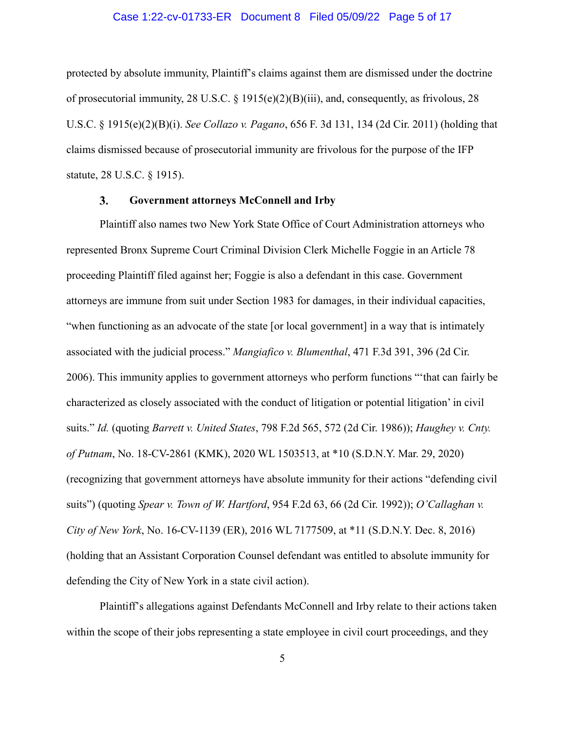protected by absolute immunity, Plaintiff's claims against them are dismissed under the doctrine of prosecutorial immunity, 28 U.S.C. § 1915(e)(2)(B)(iii), and, consequently, as frivolous, 28 U.S.C. § 1915(e)(2)(B)(i). *See Collazo v. Pagano*, 656 F. 3d 131, 134 (2d Cir. 2011) (holding that claims dismissed because of prosecutorial immunity are frivolous for the purpose of the IFP statute, 28 U.S.C. § 1915).

### 3. Government attorneys McConnell and Irby

Plaintiff also names two New York State Office of Court Administration attorneys who represented Bronx Supreme Court Criminal Division Clerk Michelle Foggie in an Article 78 proceeding Plaintiff filed against her; Foggie is also a defendant in this case. Government attorneys are immune from suit under Section 1983 for damages, in their individual capacities, "when functioning as an advocate of the state [or local government] in a way that is intimately associated with the judicial process." *Mangiafico v. Blumenthal*, 471 F.3d 391, 396 (2d Cir. 2006). This immunity applies to government attorneys who perform functions "'that can fairly be characterized as closely associated with the conduct of litigation or potential litigation' in civil suits." *Id.* (quoting *Barrett v. United States*, 798 F.2d 565, 572 (2d Cir. 1986)); *Haughey v. Cnty. of Putnam*, No. 18-CV-2861 (KMK), 2020 WL 1503513, at *10 (S.D.N.Y. Mar. 29, 2020) (recognizing that government attorneys have absolute immunity for their actions "defending civil suits") (quoting *Spear v. Town of W. Hartford*, 954 F.2d 63, 66 (2d Cir. 1992)); *O'Callaghan v. City of New York*, No. 16-CV-1139 (ER), 2016 WL 7177509, at *11 (S.D.N.Y. Dec. 8, 2016) (holding that an Assistant Corporation Counsel defendant was entitled to absolute immunity for defending the City of New York in a state civil action).

Plaintiff's allegations against Defendants McConnell and Irby relate to their actions taken within the scope of their jobs representing a state employee in civil court proceedings, and they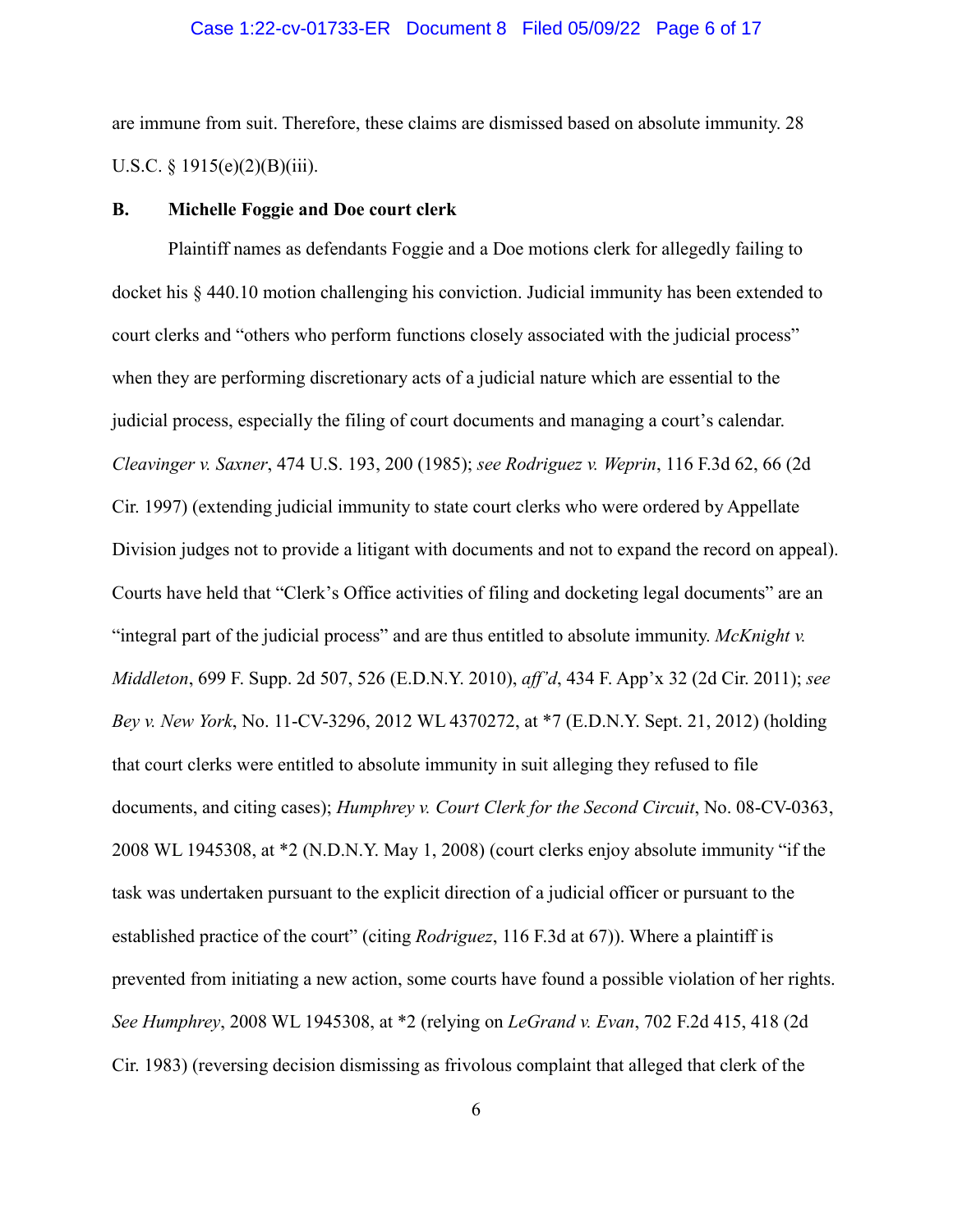are immune from suit. Therefore, these claims are dismissed based on absolute immunity. 28 U.S.C. § 1915(e)(2)(B)(iii).

**B. Michelle Foggie and Doe court clerk**

Plaintiff names as defendants Foggie and a Doe motions clerk for allegedly failing to docket his § 440.10 motion challenging his conviction. Judicial immunity has been extended to court clerks and "others who perform functions closely associated with the judicial process" when they are performing discretionary acts of a judicial nature which are essential to the judicial process, especially the filing of court documents and managing a court's calendar. *Cleavinger v. Saxner*, 474 U.S. 193, 200 (1985); *see Rodriguez v. Weprin*, 116 F.3d 62, 66 (2d Cir. 1997) (extending judicial immunity to state court clerks who were ordered by Appellate Division judges not to provide a litigant with documents and not to expand the record on appeal). Courts have held that "Clerk's Office activities of filing and docketing legal documents" are an "integral part of the judicial process" and are thus entitled to absolute immunity. *McKnight v. Middleton*, 699 F. Supp. 2d 507, 526 (E.D.N.Y. 2010), *aff'd*, 434 F. App'x 32 (2d Cir. 2011); *see Bey v. New York*, No. 11-CV-3296, 2012 WL 4370272, at *7 (E.D.N.Y. Sept. 21, 2012) (holding that court clerks were entitled to absolute immunity in suit alleging they refused to file documents, and citing cases); *Humphrey v. Court Clerk for the Second Circuit*, No. 08-CV-0363, 2008 WL 1945308, at *2 (N.D.N.Y. May 1, 2008) (court clerks enjoy absolute immunity "if the task was undertaken pursuant to the explicit direction of a judicial officer or pursuant to the established practice of the court" (citing *Rodriguez*, 116 F.3d at 67)). Where a plaintiff is prevented from initiating a new action, some courts have found a possible violation of her rights. *See Humphrey*, 2008 WL 1945308, at *2 (relying on *LeGrand v. Evan*, 702 F.2d 415, 418 (2d Cir. 1983) (reversing decision dismissing as frivolous complaint that alleged that clerk of the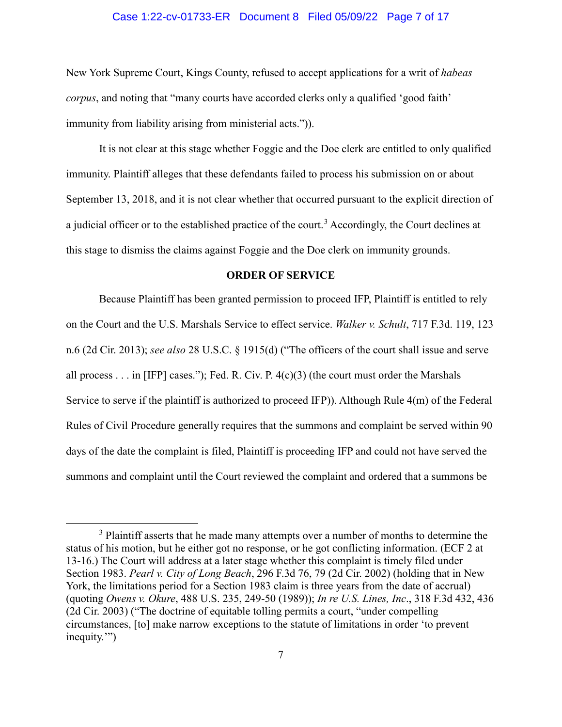New York Supreme Court, Kings County, refused to accept applications for a writ of *habeas corpus*, and noting that "many courts have accorded clerks only a qualified 'good faith' immunity from liability arising from ministerial acts.")).

It is not clear at this stage whether Foggie and the Doe clerk are entitled to only qualified immunity. Plaintiff alleges that these defendants failed to process his submission on or about September 13, 2018, and it is not clear whether that occurred pursuant to the explicit direction of a judicial officer or to the established practice of the court.[3] Accordingly, the Court declines at this stage to dismiss the claims against Foggie and the Doe clerk on immunity grounds.

**ORDER OF SERVICE**

Because Plaintiff has been granted permission to proceed IFP, Plaintiff is entitled to rely on the Court and the U.S. Marshals Service to effect service. *Walker v. Schult*, 717 F.3d. 119, 123 n.6 (2d Cir. 2013); *see also* 28 U.S.C. § 1915(d) ("The officers of the court shall issue and serve all process . . . in [IFP] cases."); Fed. R. Civ. P. 4(c)(3) (the court must order the Marshals Service to serve if the plaintiff is authorized to proceed IFP)). Although Rule 4(m) of the Federal Rules of Civil Procedure generally requires that the summons and complaint be served within 90 days of the date the complaint is filed, Plaintiff is proceeding IFP and could not have served the summons and complaint until the Court reviewed the complaint and ordered that a summons be

[3] Plaintiff asserts that he made many attempts over a number of months to determine the status of his motion, but he either got no response, or he got conflicting information. (ECF 2 at 13-16.) The Court will address at a later stage whether this complaint is timely filed under Section 1983. *Pearl v. City of Long Beach*, 296 F.3d 76, 79 (2d Cir. 2002) (holding that in New York, the limitations period for a Section 1983 claim is three years from the date of accrual) (quoting *Owens v. Okure*, 488 U.S. 235, 249-50 (1989)); *In re U.S. Lines, Inc*., 318 F.3d 432, 436 (2d Cir. 2003) ("The doctrine of equitable tolling permits a court, "under compelling circumstances, [to] make narrow exceptions to the statute of limitations in order 'to prevent inequity.'")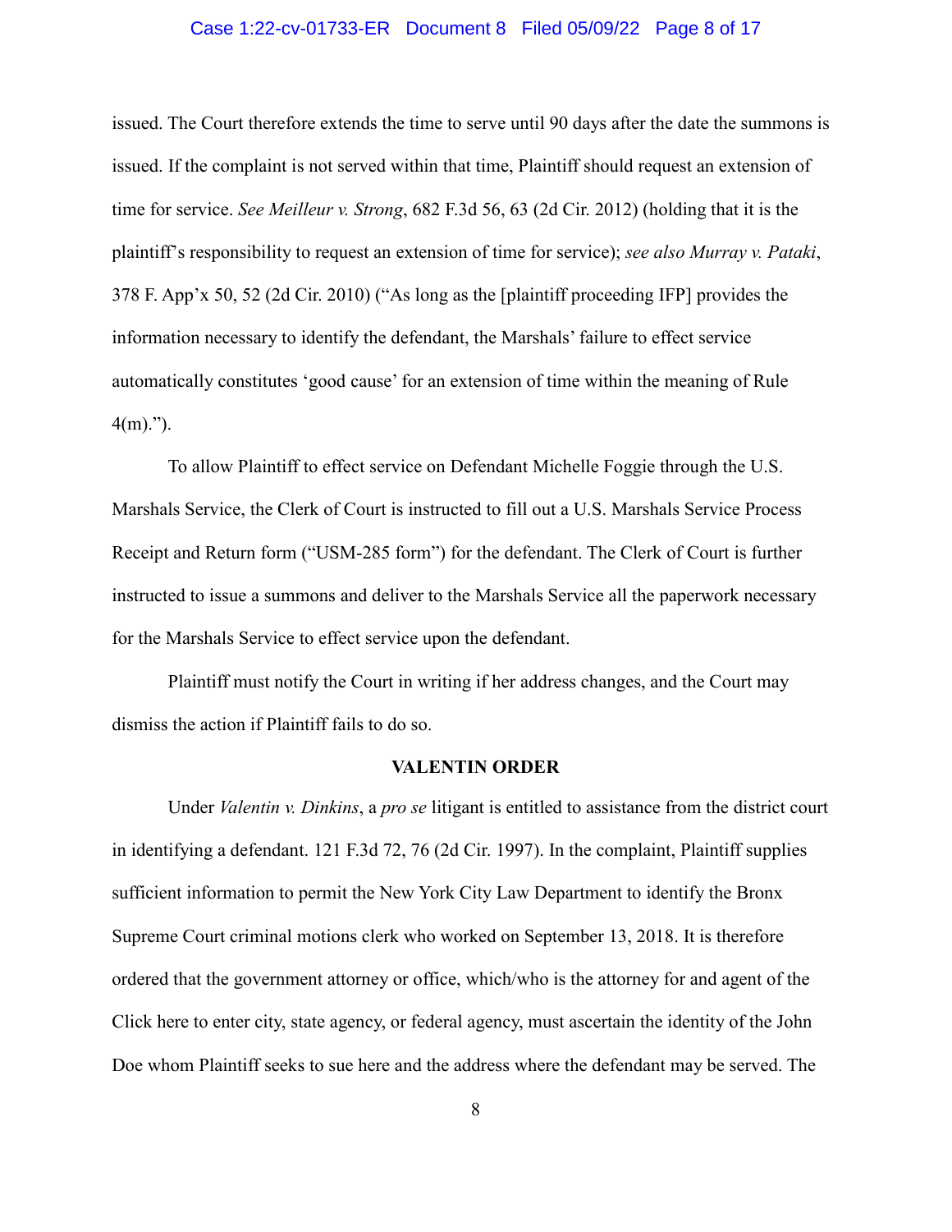issued. The Court therefore extends the time to serve until 90 days after the date the summons is issued. If the complaint is not served within that time, Plaintiff should request an extension of time for service. *See Meilleur v. Strong*, 682 F.3d 56, 63 (2d Cir. 2012) (holding that it is the plaintiff's responsibility to request an extension of time for service); *see also Murray v. Pataki*, 378 F. App'x 50, 52 (2d Cir. 2010) ("As long as the [plaintiff proceeding IFP] provides the information necessary to identify the defendant, the Marshals' failure to effect service automatically constitutes 'good cause' for an extension of time within the meaning of Rule 4(m).").

To allow Plaintiff to effect service on Defendant Michelle Foggie through the U.S. Marshals Service, the Clerk of Court is instructed to fill out a U.S. Marshals Service Process Receipt and Return form ("USM-285 form") for the defendant. The Clerk of Court is further instructed to issue a summons and deliver to the Marshals Service all the paperwork necessary for the Marshals Service to effect service upon the defendant.

Plaintiff must notify the Court in writing if her address changes, and the Court may dismiss the action if Plaintiff fails to do so.

## VALENTIN ORDER

Under *Valentin v. Dinkins*, a *pro se* litigant is entitled to assistance from the district court in identifying a defendant. 121 F.3d 72, 76 (2d Cir. 1997). In the complaint, Plaintiff supplies sufficient information to permit the New York City Law Department to identify the Bronx Supreme Court criminal motions clerk who worked on September 13, 2018. It is therefore ordered that the government attorney or office, which/who is the attorney for and agent of the Click here to enter city, state agency, or federal agency, must ascertain the identity of the John Doe whom Plaintiff seeks to sue here and the address where the defendant may be served. The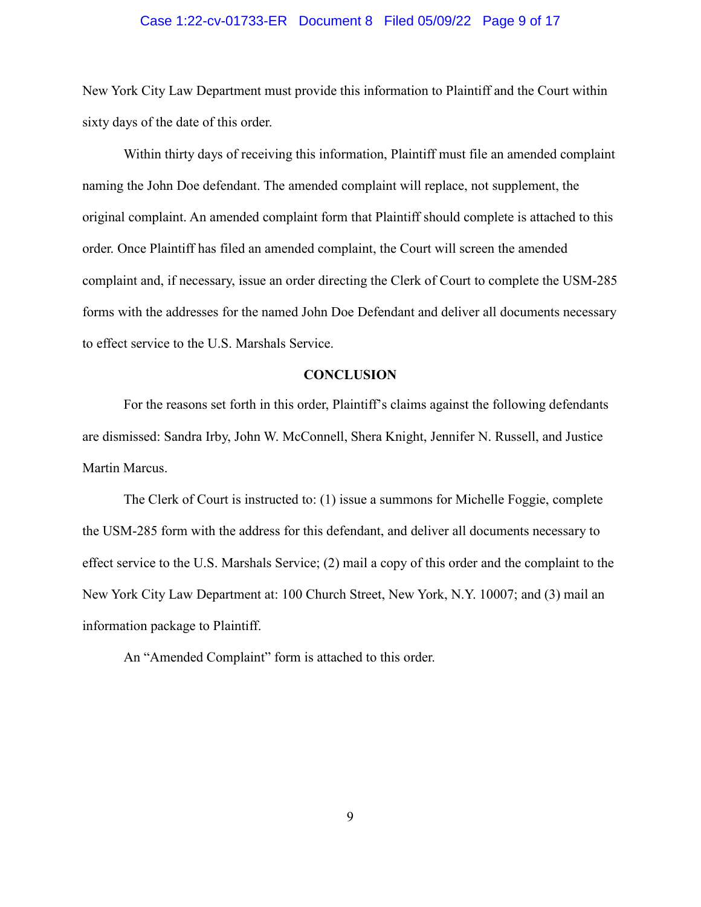New York City Law Department must provide this information to Plaintiff and the Court within sixty days of the date of this order.

Within thirty days of receiving this information, Plaintiff must file an amended complaint naming the John Doe defendant. The amended complaint will replace, not supplement, the original complaint. An amended complaint form that Plaintiff should complete is attached to this order. Once Plaintiff has filed an amended complaint, the Court will screen the amended complaint and, if necessary, issue an order directing the Clerk of Court to complete the USM-285 forms with the addresses for the named John Doe Defendant and deliver all documents necessary to effect service to the U.S. Marshals Service.

**CONCLUSION**

For the reasons set forth in this order, Plaintiff's claims against the following defendants are dismissed: Sandra Irby, John W. McConnell, Shera Knight, Jennifer N. Russell, and Justice Martin Marcus.

The Clerk of Court is instructed to: (1) issue a summons for Michelle Foggie, complete the USM-285 form with the address for this defendant, and deliver all documents necessary to effect service to the U.S. Marshals Service; (2) mail a copy of this order and the complaint to the New York City Law Department at: 100 Church Street, New York, N.Y. 10007; and (3) mail an information package to Plaintiff.

An "Amended Complaint" form is attached to this order.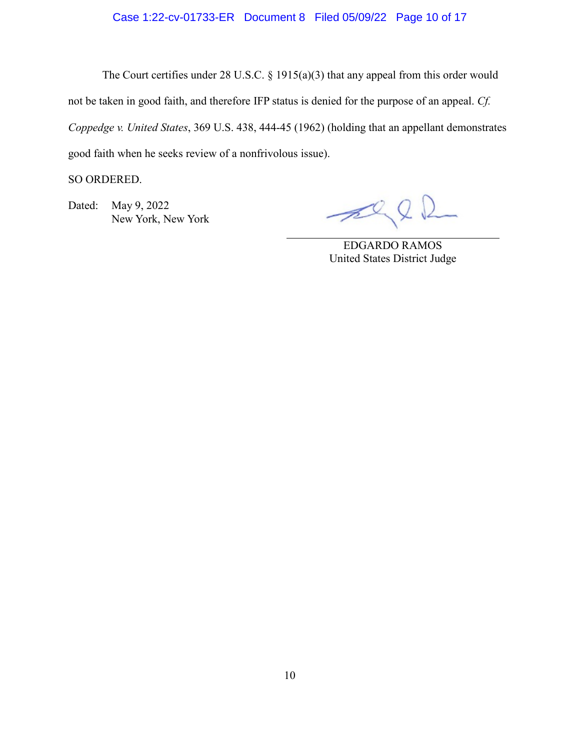The Court certifies under 28 U.S.C. § 1915(a)(3) that any appeal from this order would not be taken in good faith, and therefore IFP status is denied for the purpose of an appeal. *Cf. Coppedge v. United States*, 369 U.S. 438, 444-45 (1962) (holding that an appellant demonstrates good faith when he seeks review of a nonfrivolous issue).

SO ORDERED.

Dated: May 9, 2022
New York, New York

EDGARDO RAMOS
United States District Judge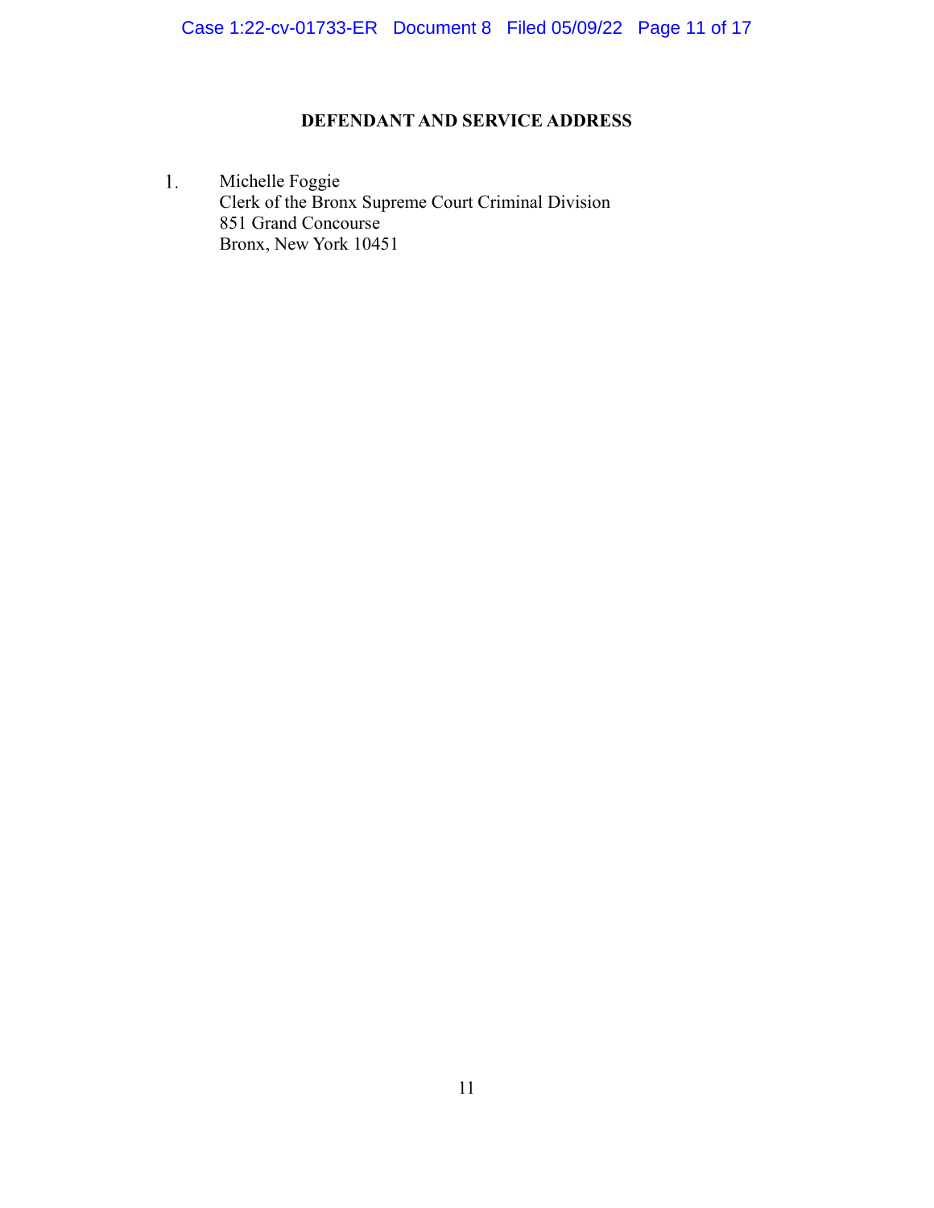## DEFENDANT AND SERVICE ADDRESS

1. Michelle Foggie
   Clerk of the Bronx Supreme Court Criminal Division
   851 Grand Concourse
   Bronx, New York 10451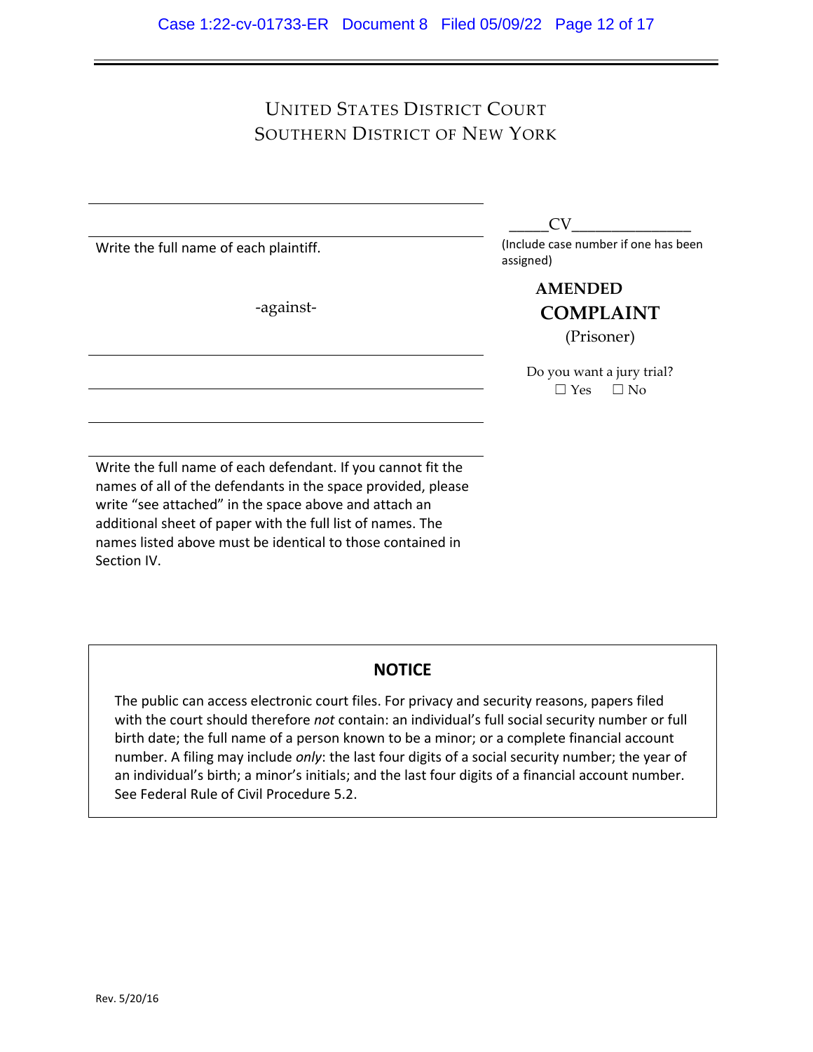# UNITED STATES DISTRICT COURT
# SOUTHERN DISTRICT OF NEW YORK

_____________________________________________

_____________________________________________

Write the full name of each plaintiff.

-against-

_____________________________________________

_____________________________________________

_____________________________________________

_____________________________________________

Write the full name of each defendant. If you cannot fit the names of all of the defendants in the space provided, please write "see attached" in the space above and attach an additional sheet of paper with the full list of names. The names listed above must be identical to those contained in Section IV.

_____CV_______________

(Include case number if one has been assigned)

**AMENDED**

**COMPLAINT**

(Prisoner)

Do you want a jury trial?

☐ Yes ☐ No

**NOTICE**

The public can access electronic court files. For privacy and security reasons, papers filed with the court should therefore *not* contain: an individual's full social security number or full birth date; the full name of a person known to be a minor; or a complete financial account number. A filing may include *only*: the last four digits of a social security number; the year of an individual's birth; a minor's initials; and the last four digits of a financial account number. See Federal Rule of Civil Procedure 5.2.

Rev. 5/20/16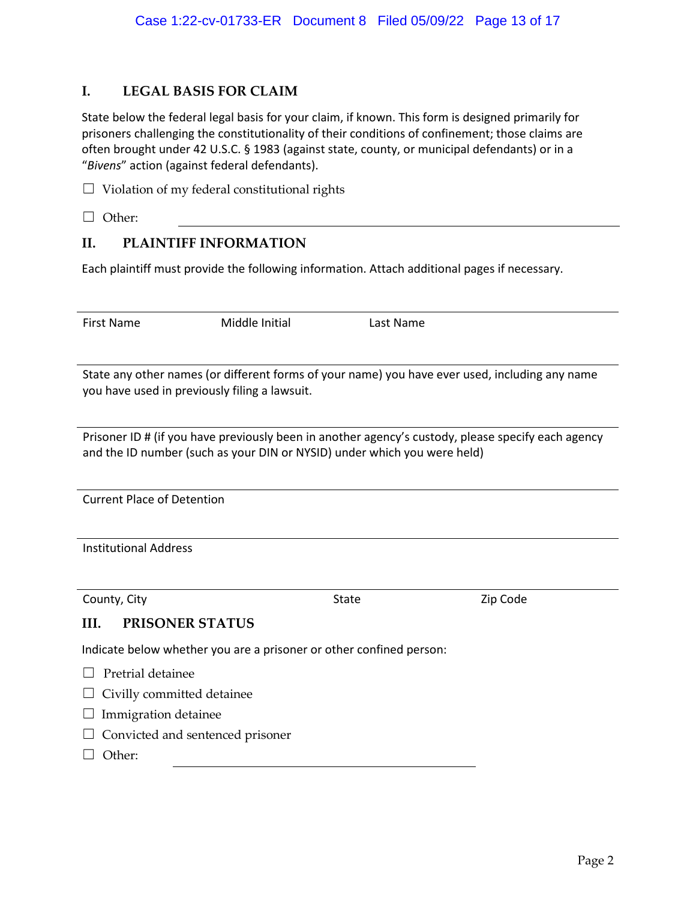## I. LEGAL BASIS FOR CLAIM

State below the federal legal basis for your claim, if known. This form is designed primarily for prisoners challenging the constitutionality of their conditions of confinement; those claims are often brought under 42 U.S.C. § 1983 (against state, county, or municipal defendants) or in a "*Bivens*" action (against federal defendants).

☐ Violation of my federal constitutional rights

☐ Other: \_\_\_\_\_\_\_\_\_\_\_\_\_\_\_\_\_\_\_\_\_\_\_\_\_\_\_\_\_\_\_\_\_\_\_\_\_\_\_\_

## II. PLAINTIFF INFORMATION

Each plaintiff must provide the following information. Attach additional pages if necessary.

---

First Name Middle Initial Last Name

---

State any other names (or different forms of your name) you have ever used, including any name you have used in previously filing a lawsuit.

---

Prisoner ID # (if you have previously been in another agency's custody, please specify each agency and the ID number (such as your DIN or NYSID) under which you were held)

---

Current Place of Detention

---

Institutional Address

---

County, City State Zip Code

## III. PRISONER STATUS

Indicate below whether you are a prisoner or other confined person:

☐ Pretrial detainee

☐ Civilly committed detainee

☐ Immigration detainee

☐ Convicted and sentenced prisoner

☐ Other: \_\_\_\_\_\_\_\_\_\_\_\_\_\_\_\_\_\_\_\_\_\_\_\_\_\_\_\_\_\_\_\_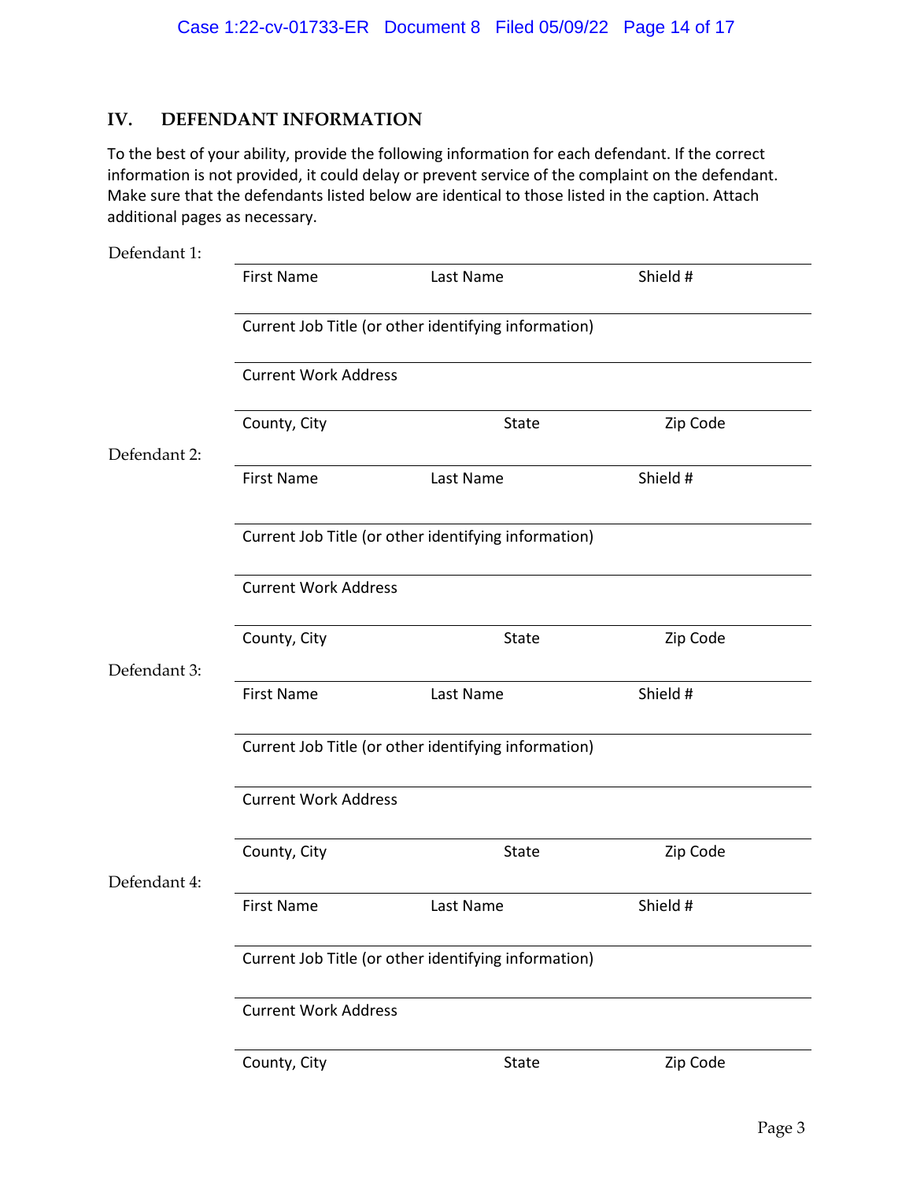## IV. DEFENDANT INFORMATION

To the best of your ability, provide the following information for each defendant. If the correct information is not provided, it could delay or prevent service of the complaint on the defendant. Make sure that the defendants listed below are identical to those listed in the caption. Attach additional pages as necessary.

Defendant 1:

First Name | Last Name | Shield #

Current Job Title (or other identifying information)

Current Work Address

County, City | State | Zip Code

Defendant 2:

First Name | Last Name | Shield #

Current Job Title (or other identifying information)

Current Work Address

County, City | State | Zip Code

Defendant 3:

First Name | Last Name | Shield #

Current Job Title (or other identifying information)

Current Work Address

County, City | State | Zip Code

Defendant 4:

First Name | Last Name | Shield #

Current Job Title (or other identifying information)

Current Work Address

County, City | State | Zip Code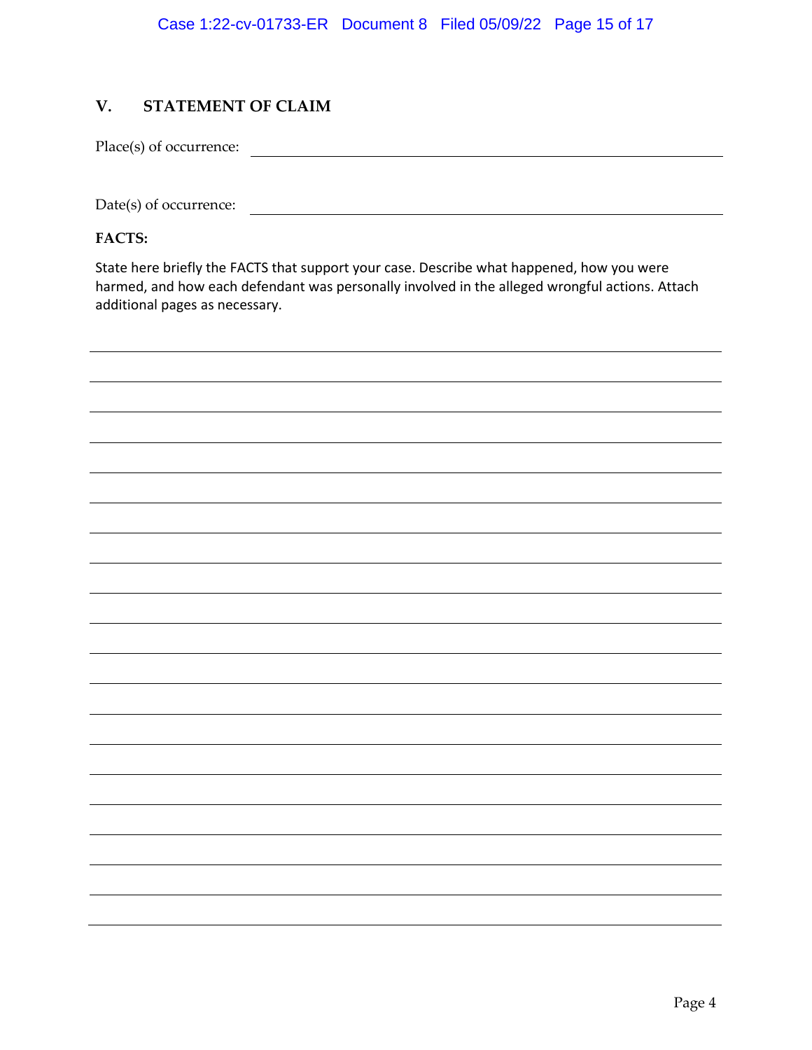## V. STATEMENT OF CLAIM

Place(s) of occurrence: ______________________________

Date(s) of occurrence: ______________________________

**FACTS:**

State here briefly the FACTS that support your case. Describe what happened, how you were harmed, and how each defendant was personally involved in the alleged wrongful actions. Attach additional pages as necessary.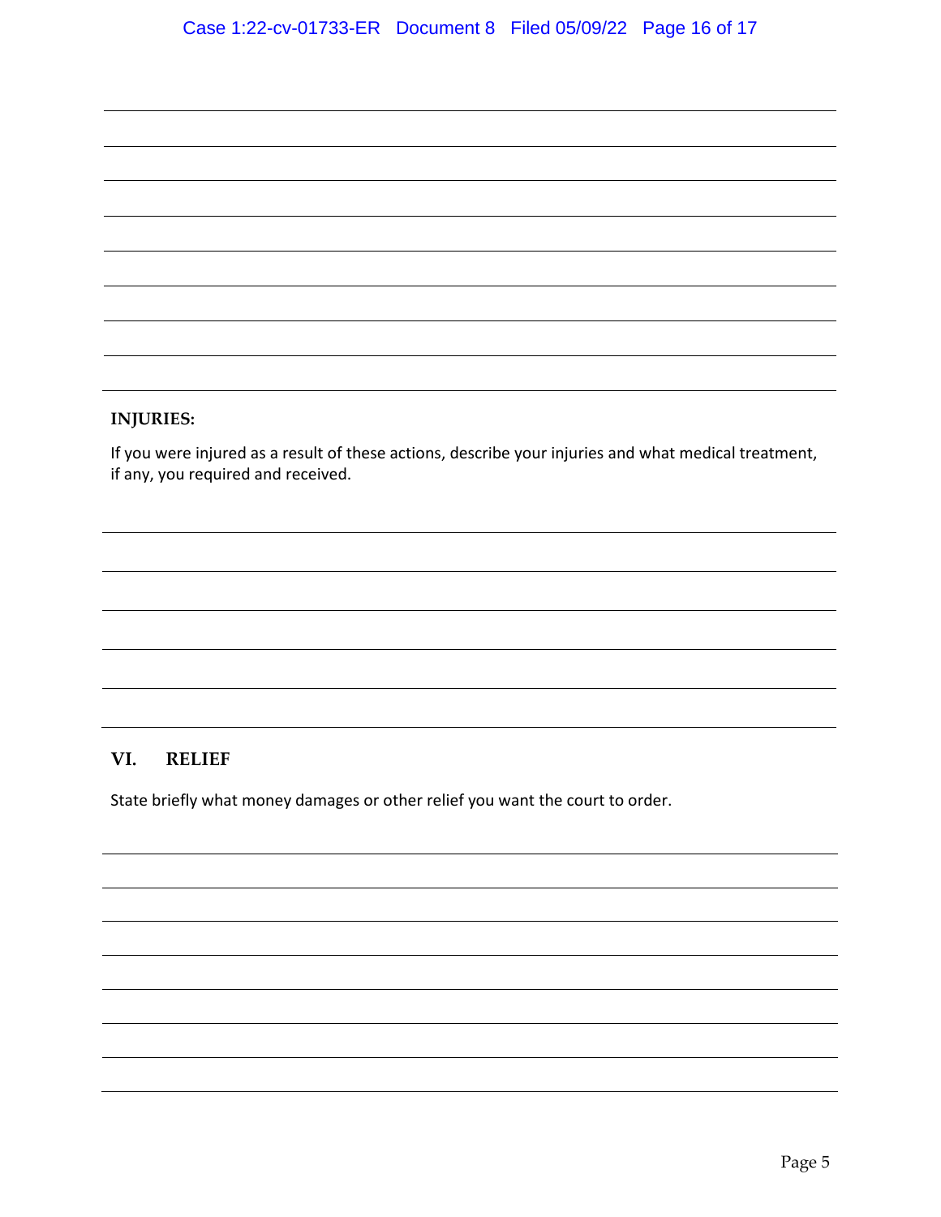**INJURIES:**

If you were injured as a result of these actions, describe your injuries and what medical treatment, if any, you required and received.

## VI. RELIEF

State briefly what money damages or other relief you want the court to order.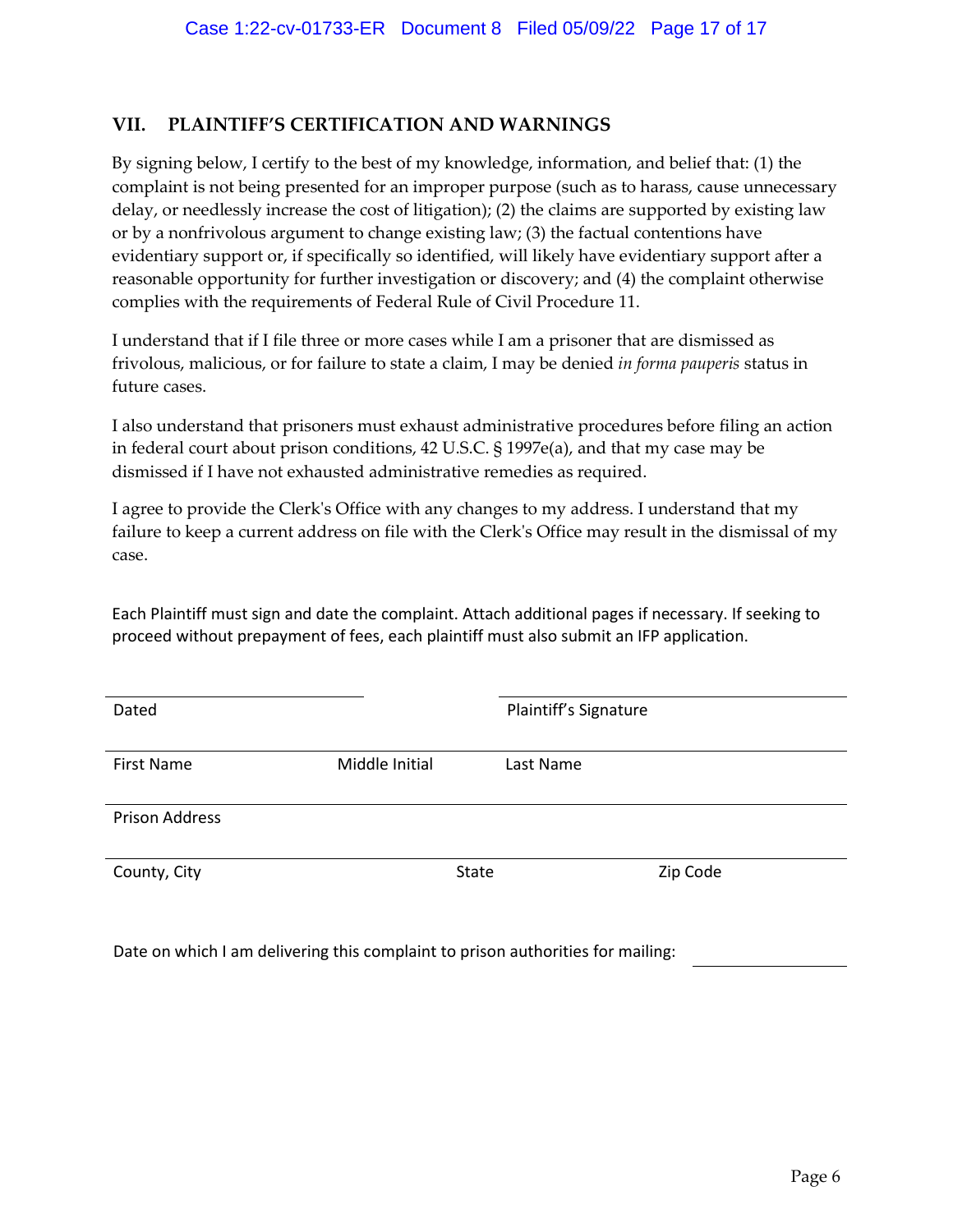## VII. PLAINTIFF'S CERTIFICATION AND WARNINGS

By signing below, I certify to the best of my knowledge, information, and belief that: (1) the complaint is not being presented for an improper purpose (such as to harass, cause unnecessary delay, or needlessly increase the cost of litigation); (2) the claims are supported by existing law or by a nonfrivolous argument to change existing law; (3) the factual contentions have evidentiary support or, if specifically so identified, will likely have evidentiary support after a reasonable opportunity for further investigation or discovery; and (4) the complaint otherwise complies with the requirements of Federal Rule of Civil Procedure 11.

I understand that if I file three or more cases while I am a prisoner that are dismissed as frivolous, malicious, or for failure to state a claim, I may be denied *in forma pauperis* status in future cases.

I also understand that prisoners must exhaust administrative procedures before filing an action in federal court about prison conditions, 42 U.S.C. § 1997e(a), and that my case may be dismissed if I have not exhausted administrative remedies as required.

I agree to provide the Clerk's Office with any changes to my address. I understand that my failure to keep a current address on file with the Clerk's Office may result in the dismissal of my case.

Each Plaintiff must sign and date the complaint. Attach additional pages if necessary. If seeking to proceed without prepayment of fees, each plaintiff must also submit an IFP application.

Dated ____________________ Plaintiff's Signature ____________________

First Name ____________ Middle Initial ____________ Last Name ____________

Prison Address ____________________

County, City ____________ State ____________ Zip Code ____________

Date on which I am delivering this complaint to prison authorities for mailing: ____________